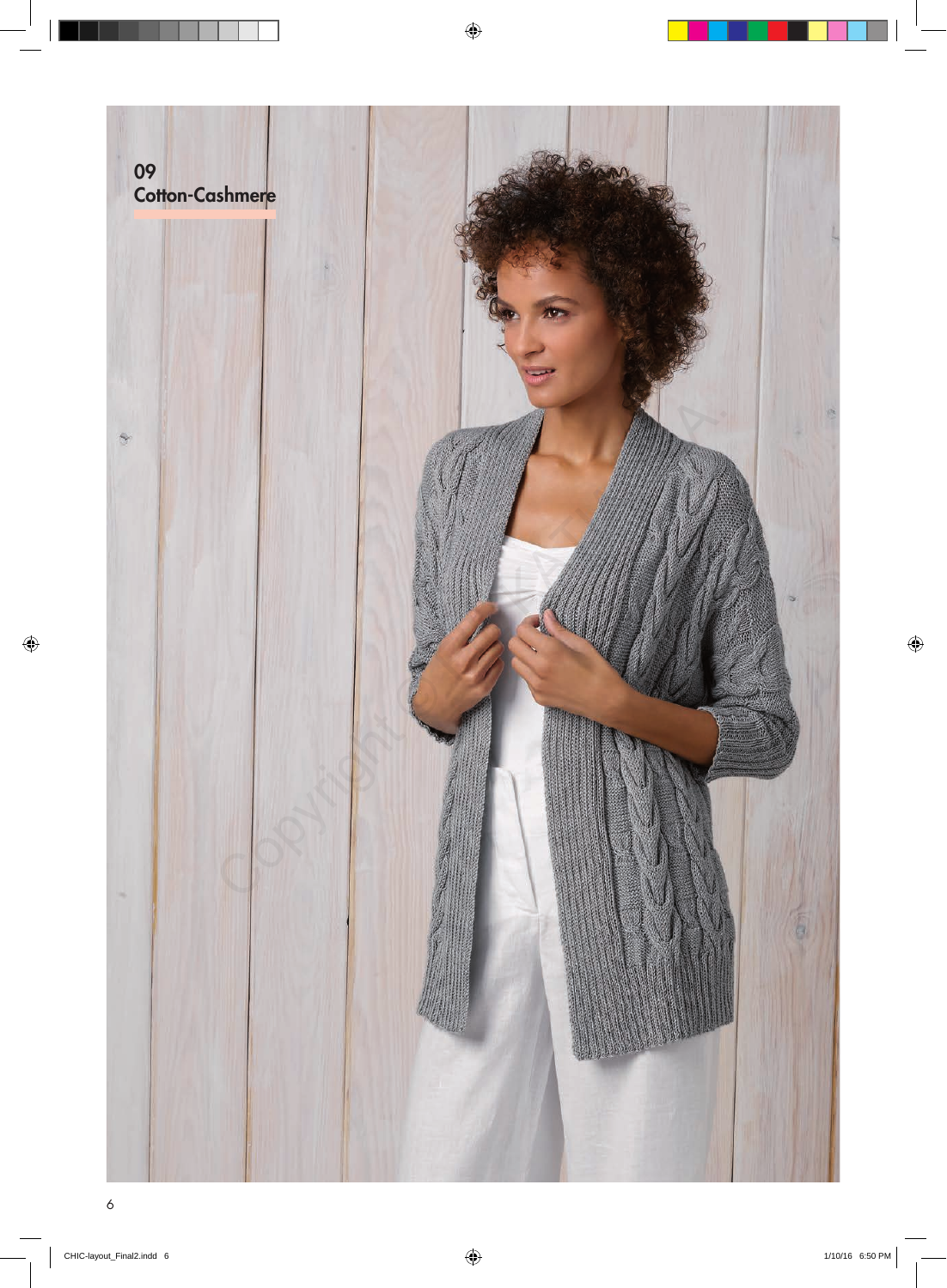09
Cotton-Cashmere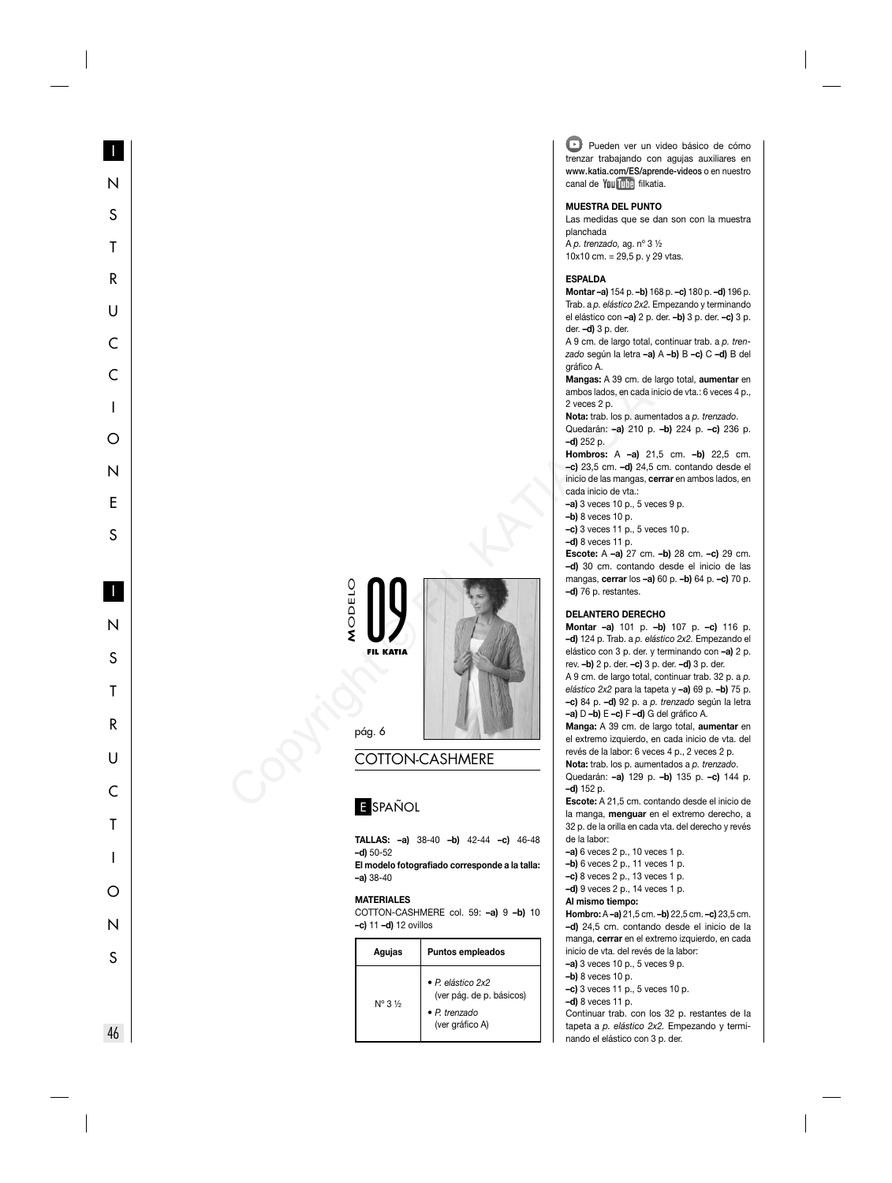MODELO 09

FIL KATIA

pág. 6

## COTTON-CASHMERE

E SPAÑOL

**TALLAS: –a)** 38-40 **–b)** 42-44 **–c)** 46-48 **–d)** 50-52

**El modelo fotografiado corresponde a la talla: –a)** 38-40

**MATERIALES**

COTTON-CASHMERE col. 59: **–a)** 9 **–b)** 10 **–c)** 11 **–d)** 12 ovillos

| Agujas | Puntos empleados |
|---|---|
| Nº 3 ½ | • *P. elástico 2x2* (ver pág. de p. básicos)<br>• *P. trenzado* (ver gráfico A) |

Pueden ver un video básico de cómo trenzar trabajando con agujas auxiliares en www.katia.com/ES/aprende-videos o en nuestro canal de YouTube filkatia.

**MUESTRA DEL PUNTO**

Las medidas que se dan son con la muestra planchada

A *p. trenzado,* ag. nº 3 ½

10x10 cm. = 29,5 p. y 29 vtas.

**ESPALDA**

**Montar –a)** 154 p. **–b)** 168 p. **–c)** 180 p. **–d)** 196 p. Trab. a *p. elástico 2x2*. Empezando y terminando el elástico con **–a)** 2 p. der. **–b)** 3 p. der. **–c)** 3 p. der. **–d)** 3 p. der.

A 9 cm. de largo total, continuar trab. a *p. trenzado* según la letra **–a)** A **–b)** B **–c)** C **–d)** B del gráfico A.

**Mangas:** A 39 cm. de largo total, **aumentar** en ambos lados, en cada inicio de vta.: 6 veces 4 p., 2 veces 2 p.

**Nota:** trab. los p. aumentados a *p. trenzado*.

Quedarán: **–a)** 210 p. **–b)** 224 p. **–c)** 236 p. **–d)** 252 p.

**Hombros:** A **–a)** 21,5 cm. **–b)** 22,5 cm. **–c)** 23,5 cm. **–d)** 24,5 cm. contando desde el inicio de las mangas, **cerrar** en ambos lados, en cada inicio de vta.:

**–a)** 3 veces 10 p., 5 veces 9 p.

**–b)** 8 veces 10 p.

**–c)** 3 veces 11 p., 5 veces 10 p.

**–d)** 8 veces 11 p.

**Escote:** A **–a)** 27 cm. **–b)** 28 cm. **–c)** 29 cm. **–d)** 30 cm. contando desde el inicio de las mangas, **cerrar** los **–a)** 60 p. **–b)** 64 p. **–c)** 70 p. **–d)** 76 p. restantes.

**DELANTERO DERECHO**

**Montar –a)** 101 p. **–b)** 107 p. **–c)** 116 p. **–d)** 124 p. Trab. a *p. elástico 2x2*. Empezando el elástico con 3 p. der. y terminando con **–a)** 2 p. rev. **–b)** 2 p. der. **–c)** 3 p. der. **–d)** 3 p. der.

A 9 cm. de largo total, continuar trab. 32 p. a *p. elástico 2x2* para la tapeta y **–a)** 69 p. **–b)** 75 p. **–c)** 84 p. **–d)** 92 p. a *p. trenzado* según la letra **–a)** D **–b)** E **–c)** F **–d)** G del gráfico A.

**Manga:** A 39 cm. de largo total, **aumentar** en el extremo izquierdo, en cada inicio de vta. del revés de la labor: 6 veces 4 p., 2 veces 2 p.

**Nota:** trab. los p. aumentados a *p. trenzado*.

Quedarán: **–a)** 129 p. **–b)** 135 p. **–c)** 144 p. **–d)** 152 p.

**Escote:** A 21,5 cm. contando desde el inicio de la manga, **menguar** en el extremo derecho, a 32 p. de la orilla en cada vta. del derecho y revés de la labor:

**–a)** 6 veces 2 p., 10 veces 1 p.

**–b)** 6 veces 2 p., 11 veces 1 p.

**–c)** 8 veces 2 p., 13 veces 1 p.

**–d)** 9 veces 2 p., 14 veces 1 p.

**Al mismo tiempo:**

**Hombro:** A **–a)** 21,5 cm. **–b)** 22,5 cm. **–c)** 23,5 cm. **–d)** 24,5 cm. contando desde el inicio de la manga, **cerrar** en el extremo izquierdo, en cada inicio de vta. del revés de la labor:

**–a)** 3 veces 10 p., 5 veces 9 p.

**–b)** 8 veces 10 p.

**–c)** 3 veces 11 p., 5 veces 10 p.

**–d)** 8 veces 11 p.

Continuar trab. con los 32 p. restantes de la tapeta a *p. elástico 2x2*. Empezando y terminando el elástico con 3 p. der.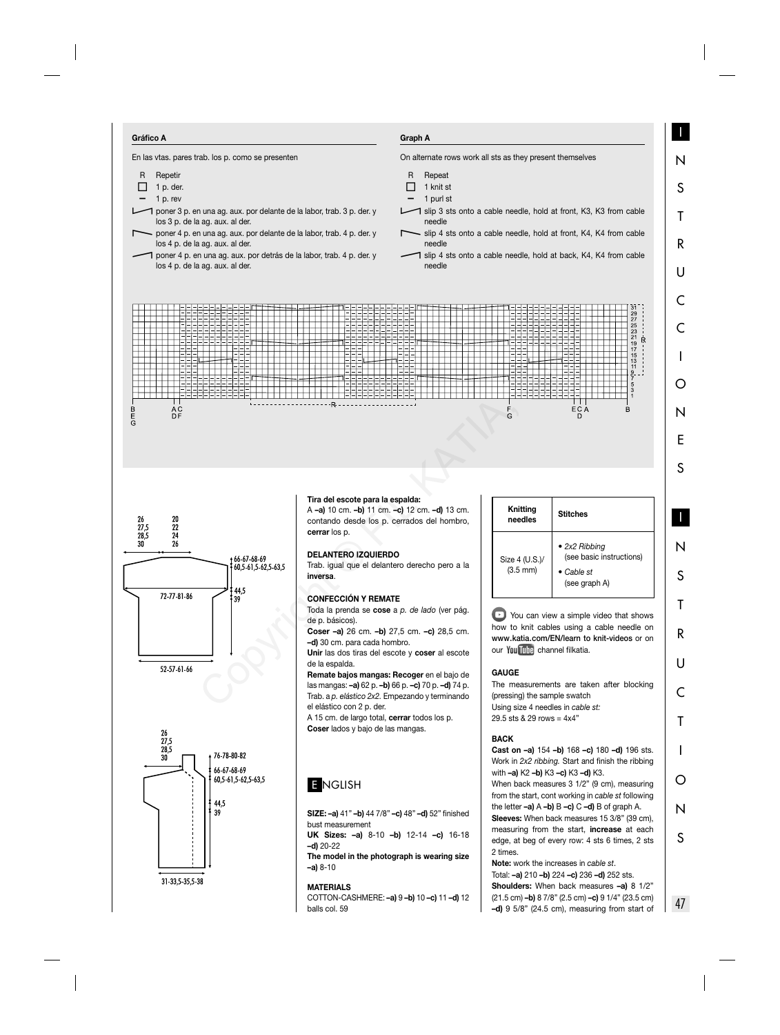**Gráfico A**

En las vtas. pares trab. los p. como se presenten

- R Repetir
- □ 1 p. der.
- − 1 p. rev
- poner 3 p. en una ag. aux. por delante de la labor, trab. 3 p. der. y los 3 p. de la ag. aux. al der.
- poner 4 p. en una ag. aux. por delante de la labor, trab. 4 p. der. y los 4 p. de la ag. aux. al der.
- poner 4 p. en una ag. aux. por detrás de la labor, trab. 4 p. der. y los 4 p. de la ag. aux. al der.

**Graph A**

On alternate rows work all sts as they present themselves

- R Repeat
- □ 1 knit st
- − 1 purl st
- slip 3 sts onto a cable needle, hold at front, K3, K3 from cable needle
- slip 4 sts onto a cable needle, hold at front, K4, K4 from cable needle
- slip 4 sts onto a cable needle, hold at back, K4, K4 from cable needle

**Tira del escote para la espalda:**
A **–a)** 10 cm. **–b)** 11 cm. **–c)** 12 cm. **–d)** 13 cm. contando desde los p. cerrados del hombro, **cerrar** los p.

**DELANTERO IZQUIERDO**
Trab. igual que el delantero derecho pero a la **inversa**.

**CONFECCIÓN Y REMATE**
Toda la prenda se **cose** a *p. de lado* (ver pág. de p. básicos).
**Coser –a)** 26 cm. **–b)** 27,5 cm. **–c)** 28,5 cm. **–d)** 30 cm. para cada hombro.
**Unir** las dos tiras del escote y **coser** al escote de la espalda.
**Remate bajos mangas: Recoger** en el bajo de las mangas: **–a)** 62 p. **–b)** 66 p. **–c)** 70 p. **–d)** 74 p. Trab. a *p. elástico 2x2*. Empezando y terminando el elástico con 2 p. der.
A 15 cm. de largo total, **cerrar** todos los p.
**Coser** lados y bajo de las mangas.

# ENGLISH

**SIZE: –a)** 41" **–b)** 44 7/8" **–c)** 48" **–d)** 52" finished bust measurement
**UK Sizes: –a)** 8-10 **–b)** 12-14 **–c)** 16-18 **–d)** 20-22
**The model in the photograph is wearing size –a)** 8-10

**MATERIALS**
COTTON-CASHMERE: **–a)** 9 **–b)** 10 **–c)** 11 **–d)** 12 balls col. 59

| Knitting needles | Stitches |
|---|---|
| Size 4 (U.S.)/ (3.5 mm) | • *2x2 Ribbing* (see basic instructions) • *Cable st* (see graph A) |

You can view a simple video that shows how to knit cables using a cable needle on **www.katia.com/EN/learn to knit-videos** or on our YouTube channel filkatia.

**GAUGE**
The measurements are taken after blocking (pressing) the sample swatch
Using size 4 needles in *cable st:*
29.5 sts & 29 rows = 4x4"

**BACK**
**Cast on –a)** 154 **–b)** 168 **–c)** 180 **–d)** 196 sts. Work in *2x2 ribbing.* Start and finish the ribbing with **–a)** K2 **–b)** K3 **–c)** K3 **–d)** K3.
When back measures 3 1/2" (9 cm), measuring from the start, cont working in *cable st* following the letter **–a)** A **–b)** B **–c)** C **–d)** B of graph A.
**Sleeves:** When back measures 15 3/8" (39 cm), measuring from the start, **increase** at each edge, at beg of every row: 4 sts 6 times, 2 sts 2 times.
**Note:** work the increases in *cable st*.
Total: **–a)** 210 **–b)** 224 **–c)** 236 **–d)** 252 sts.
**Shoulders:** When back measures **–a)** 8 1/2" (21.5 cm) **–b)** 8 7/8" (2.5 cm) **–c)** 9 1/4" (23.5 cm) **–d)** 9 5/8" (24.5 cm), measuring from start of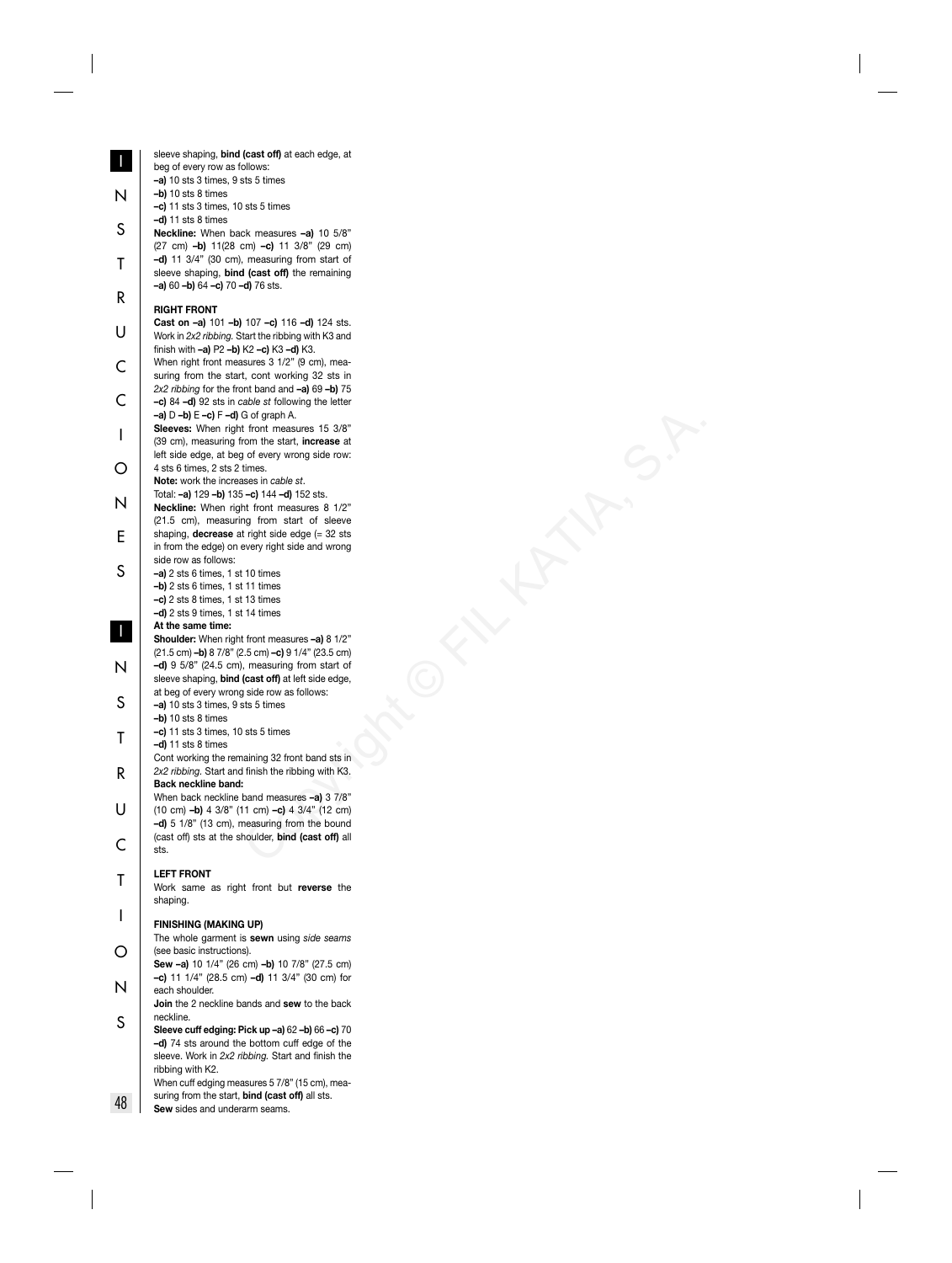sleeve shaping, **bind (cast off)** at each edge, at beg of every row as follows:
**–a)** 10 sts 3 times, 9 sts 5 times
**–b)** 10 sts 8 times
**–c)** 11 sts 3 times, 10 sts 5 times
**–d)** 11 sts 8 times
**Neckline:** When back measures **–a)** 10 5/8" (27 cm) **–b)** 11(28 cm) **–c)** 11 3/8" (29 cm) **–d)** 11 3/4" (30 cm), measuring from start of sleeve shaping, **bind (cast off)** the remaining **–a)** 60 **–b)** 64 **–c)** 70 **–d)** 76 sts.

**RIGHT FRONT**

**Cast on –a)** 101 **–b)** 107 **–c)** 116 **–d)** 124 sts. Work in *2x2 ribbing*. Start the ribbing with K3 and finish with **–a)** P2 **–b)** K2 **–c)** K3 **–d)** K3.
When right front measures 3 1/2" (9 cm), measuring from the start, cont working 32 sts in *2x2 ribbing* for the front band and **–a)** 69 **–b)** 75 **–c)** 84 **–d)** 92 sts in *cable st* following the letter **–a)** D **–b)** E **–c)** F **–d)** G of graph A.
**Sleeves:** When right front measures 15 3/8" (39 cm), measuring from the start, **increase** at left side edge, at beg of every wrong side row: 4 sts 6 times, 2 sts 2 times.
**Note:** work the increases in *cable st*.
Total: **–a)** 129 **–b)** 135 **–c)** 144 **–d)** 152 sts.
**Neckline:** When right front measures 8 1/2" (21.5 cm), measuring from start of sleeve shaping, **decrease** at right side edge (= 32 sts in from the edge) on every right side and wrong side row as follows:
**–a)** 2 sts 6 times, 1 st 10 times
**–b)** 2 sts 6 times, 1 st 11 times
**–c)** 2 sts 8 times, 1 st 13 times
**–d)** 2 sts 9 times, 1 st 14 times
**At the same time:**
**Shoulder:** When right front measures **–a)** 8 1/2" (21.5 cm) **–b)** 8 7/8" (2.5 cm) **–c)** 9 1/4" (23.5 cm) **–d)** 9 5/8" (24.5 cm), measuring from start of sleeve shaping, **bind (cast off)** at left side edge, at beg of every wrong side row as follows:
**–a)** 10 sts 3 times, 9 sts 5 times
**–b)** 10 sts 8 times
**–c)** 11 sts 3 times, 10 sts 5 times
**–d)** 11 sts 8 times
Cont working the remaining 32 front band sts in *2x2 ribbing*. Start and finish the ribbing with K3.
**Back neckline band:**
When back neckline band measures **–a)** 3 7/8" (10 cm) **–b)** 4 3/8" (11 cm) **–c)** 4 3/4" (12 cm) **–d)** 5 1/8" (13 cm), measuring from the bound (cast off) sts at the shoulder, **bind (cast off)** all sts.

**LEFT FRONT**

Work same as right front but **reverse** the shaping.

**FINISHING (MAKING UP)**

The whole garment is **sewn** using *side seams* (see basic instructions).
**Sew –a)** 10 1/4" (26 cm) **–b)** 10 7/8" (27.5 cm) **–c)** 11 1/4" (28.5 cm) **–d)** 11 3/4" (30 cm) for each shoulder.
**Join** the 2 neckline bands and **sew** to the back neckline.
**Sleeve cuff edging: Pick up –a)** 62 **–b)** 66 **–c)** 70 **–d)** 74 sts around the bottom cuff edge of the sleeve. Work in *2x2 ribbing*. Start and finish the ribbing with K2.
When cuff edging measures 5 7/8" (15 cm), measuring from the start, **bind (cast off)** all sts.
**Sew** sides and underarm seams.